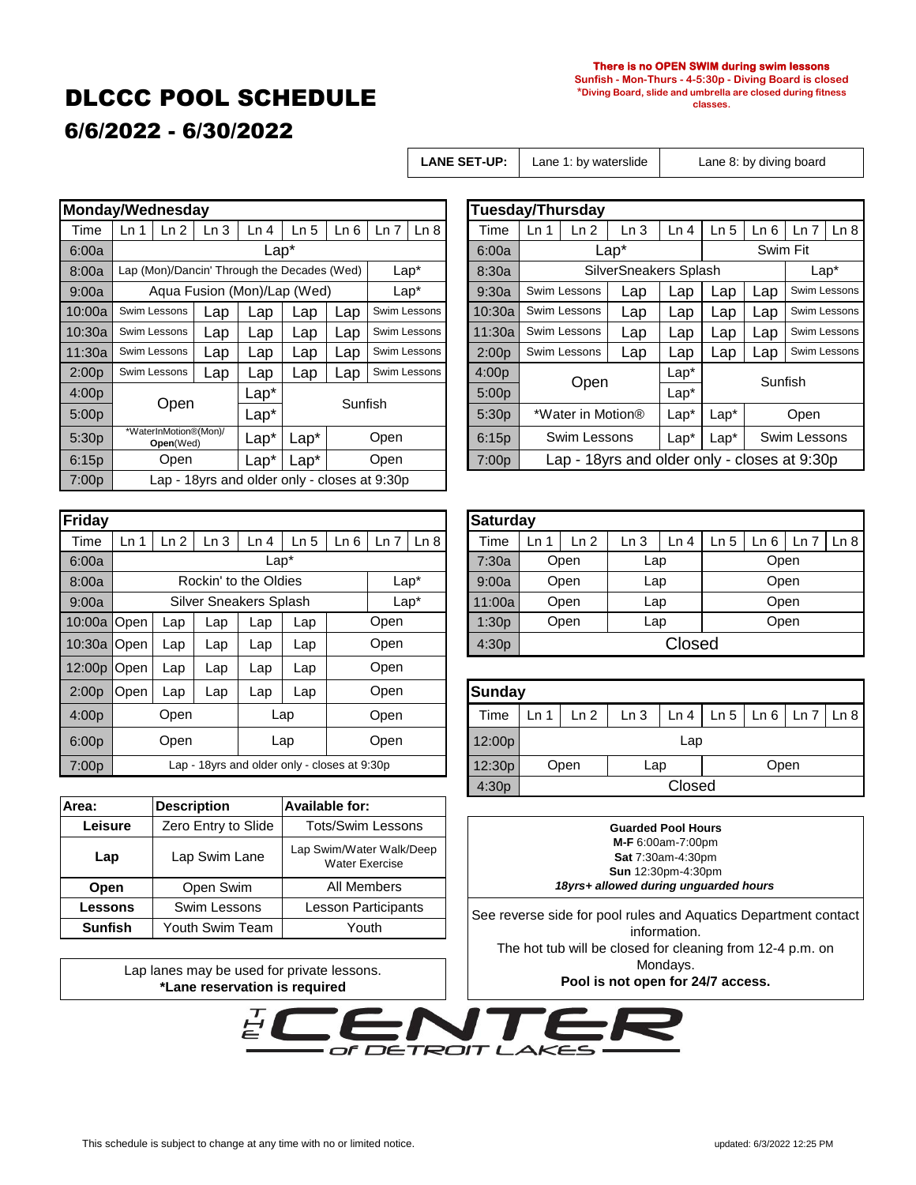# DLCCC POOL SCHEDULE

## 6/6/2022 - 6/30/2022

**There is no OPEN SWIM during swim lessons**
**Sunfish - Mon-Thurs - 4-5:30p - Diving Board is closed**
**\*Diving Board, slide and umbrella are closed during fitness classes.**

| LANE SET-UP: | Lane 1: by waterslide | Lane 8: by diving board |
|---|---|---|

### Monday/Wednesday

| Time | Ln 1 | Ln 2 | Ln 3 | Ln 4 | Ln 5 | Ln 6 | Ln 7 | Ln 8 |
|---|---|---|---|---|---|---|---|---|
| 6:00a | Lap* | | | | | | | |
| 8:00a | Lap (Mon)/Dancin' Through the Decades (Wed) | | | | | | Lap* | |
| 9:00a | Aqua Fusion (Mon)/Lap (Wed) | | | | | | Lap* | |
| 10:00a | Swim Lessons | | Lap | Lap | Lap | Lap | Swim Lessons | |
| 10:30a | Swim Lessons | | Lap | Lap | Lap | Lap | Swim Lessons | |
| 11:30a | Swim Lessons | | Lap | Lap | Lap | Lap | Swim Lessons | |
| 2:00p | Swim Lessons | | Lap | Lap | Lap | Lap | Swim Lessons | |
| 4:00p | Open | | | Lap* | Sunfish | | | |
| 5:00p | Open | | | Lap* | Sunfish | | | |
| 5:30p | *WaterInMotion®(Mon)/ Open(Wed) | | | Lap* | Lap* | Open | | |
| 6:15p | Open | | | Lap* | Lap* | Open | | |
| 7:00p | Lap - 18yrs and older only - closes at 9:30p | | | | | | | |

### Tuesday/Thursday

| Time | Ln 1 | Ln 2 | Ln 3 | Ln 4 | Ln 5 | Ln 6 | Ln 7 | Ln 8 |
|---|---|---|---|---|---|---|---|---|
| 6:00a | Lap* | | | | Swim Fit | | | |
| 8:30a | SilverSneakers Splash | | | | | | Lap* | |
| 9:30a | Swim Lessons | | Lap | Lap | Lap | Lap | Swim Lessons | |
| 10:30a | Swim Lessons | | Lap | Lap | Lap | Lap | Swim Lessons | |
| 11:30a | Swim Lessons | | Lap | Lap | Lap | Lap | Swim Lessons | |
| 2:00p | Swim Lessons | | Lap | Lap | Lap | Lap | Swim Lessons | |
| 4:00p | Open | | | Lap* | Sunfish | | | |
| 5:00p | Open | | | Lap* | Sunfish | | | |
| 5:30p | *Water in Motion® | | | Lap* | Lap* | Open | | |
| 6:15p | Swim Lessons | | | Lap* | Lap* | Swim Lessons | | |
| 7:00p | Lap - 18yrs and older only - closes at 9:30p | | | | | | | |

### Friday

| Time | Ln 1 | Ln 2 | Ln 3 | Ln 4 | Ln 5 | Ln 6 | Ln 7 | Ln 8 |
|---|---|---|---|---|---|---|---|---|
| 6:00a | Lap* | | | | | | | |
| 8:00a | Rockin' to the Oldies | | | | | | Lap* | |
| 9:00a | Silver Sneakers Splash | | | | | | Lap* | |
| 10:00a | Open | Lap | Lap | Lap | Lap | Open | | |
| 10:30a | Open | Lap | Lap | Lap | Lap | Open | | |
| 12:00p | Open | Lap | Lap | Lap | Lap | Open | | |
| 2:00p | Open | Lap | Lap | Lap | Lap | Open | | |
| 4:00p | Open | | | Lap | | Open | | |
| 6:00p | Open | | | Lap | | Open | | |
| 7:00p | Lap - 18yrs and older only - closes at 9:30p | | | | | | | |

### Saturday

| Time | Ln 1 | Ln 2 | Ln 3 | Ln 4 | Ln 5 | Ln 6 | Ln 7 | Ln 8 |
|---|---|---|---|---|---|---|---|---|
| 7:30a | Open | | Lap | | Open | | | |
| 9:00a | Open | | Lap | | Open | | | |
| 11:00a | Open | | Lap | | Open | | | |
| 1:30p | Open | | Lap | | Open | | | |
| 4:30p | Closed | | | | | | | |

### Sunday

| Time | Ln 1 | Ln 2 | Ln 3 | Ln 4 | Ln 5 | Ln 6 | Ln 7 | Ln 8 |
|---|---|---|---|---|---|---|---|---|
| 12:00p | Lap | | | | | | | |
| 12:30p | Open | | Lap | | Open | | | |
| 4:30p | Closed | | | | | | | |

| Area: | Description | Available for: |
|---|---|---|
| **Leisure** | Zero Entry to Slide | Tots/Swim Lessons |
| **Lap** | Lap Swim Lane | Lap Swim/Water Walk/Deep Water Exercise |
| **Open** | Open Swim | All Members |
| **Lessons** | Swim Lessons | Lesson Participants |
| **Sunfish** | Youth Swim Team | Youth |

Lap lanes may be used for private lessons.
**\*Lane reservation is required**

**Guarded Pool Hours**
**M-F** 6:00am-7:00pm
**Sat** 7:30am-4:30pm
**Sun** 12:30pm-4:30pm
***18yrs+ allowed during unguarded hours***

See reverse side for pool rules and Aquatics Department contact information.
The hot tub will be closed for cleaning from 12-4 p.m. on Mondays.
**Pool is not open for 24/7 access.**

THE CENTER of DETROIT LAKES

This schedule is subject to change at any time with no or limited notice.

updated: 6/3/2022 12:25 PM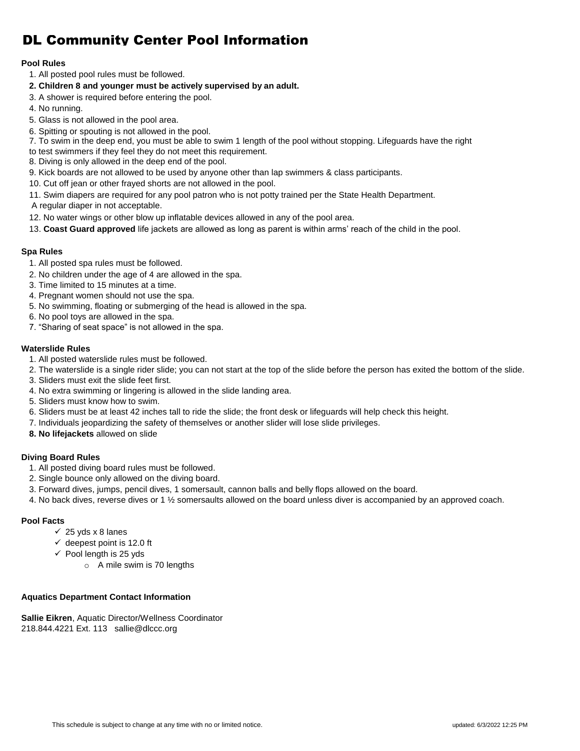# DL Community Center Pool Information

**Pool Rules**

1. All posted pool rules must be followed.
2. **Children 8 and younger must be actively supervised by an adult.**
3. A shower is required before entering the pool.
4. No running.
5. Glass is not allowed in the pool area.
6. Spitting or spouting is not allowed in the pool.
7. To swim in the deep end, you must be able to swim 1 length of the pool without stopping. Lifeguards have the right to test swimmers if they feel they do not meet this requirement.
8. Diving is only allowed in the deep end of the pool.
9. Kick boards are not allowed to be used by anyone other than lap swimmers & class participants.
10. Cut off jean or other frayed shorts are not allowed in the pool.
11. Swim diapers are required for any pool patron who is not potty trained per the State Health Department. A regular diaper in not acceptable.
12. No water wings or other blow up inflatable devices allowed in any of the pool area.
13. **Coast Guard approved** life jackets are allowed as long as parent is within arms' reach of the child in the pool.

**Spa Rules**

1. All posted spa rules must be followed.
2. No children under the age of 4 are allowed in the spa.
3. Time limited to 15 minutes at a time.
4. Pregnant women should not use the spa.
5. No swimming, floating or submerging of the head is allowed in the spa.
6. No pool toys are allowed in the spa.
7. "Sharing of seat space" is not allowed in the spa.

**Waterslide Rules**

1. All posted waterslide rules must be followed.
2. The waterslide is a single rider slide; you can not start at the top of the slide before the person has exited the bottom of the slide.
3. Sliders must exit the slide feet first.
4. No extra swimming or lingering is allowed in the slide landing area.
5. Sliders must know how to swim.
6. Sliders must be at least 42 inches tall to ride the slide; the front desk or lifeguards will help check this height.
7. Individuals jeopardizing the safety of themselves or another slider will lose slide privileges.
8. **No lifejackets** allowed on slide

**Diving Board Rules**

1. All posted diving board rules must be followed.
2. Single bounce only allowed on the diving board.
3. Forward dives, jumps, pencil dives, 1 somersault, cannon balls and belly flops allowed on the board.
4. No back dives, reverse dives or 1 ½ somersaults allowed on the board unless diver is accompanied by an approved coach.

**Pool Facts**

- ✓ 25 yds x 8 lanes
- ✓ deepest point is 12.0 ft
- ✓ Pool length is 25 yds
  - A mile swim is 70 lengths

**Aquatics Department Contact Information**

**Sallie Eikren**, Aquatic Director/Wellness Coordinator
218.844.4221 Ext. 113 sallie@dlccc.org

This schedule is subject to change at any time with no or limited notice. updated: 6/3/2022 12:25 PM